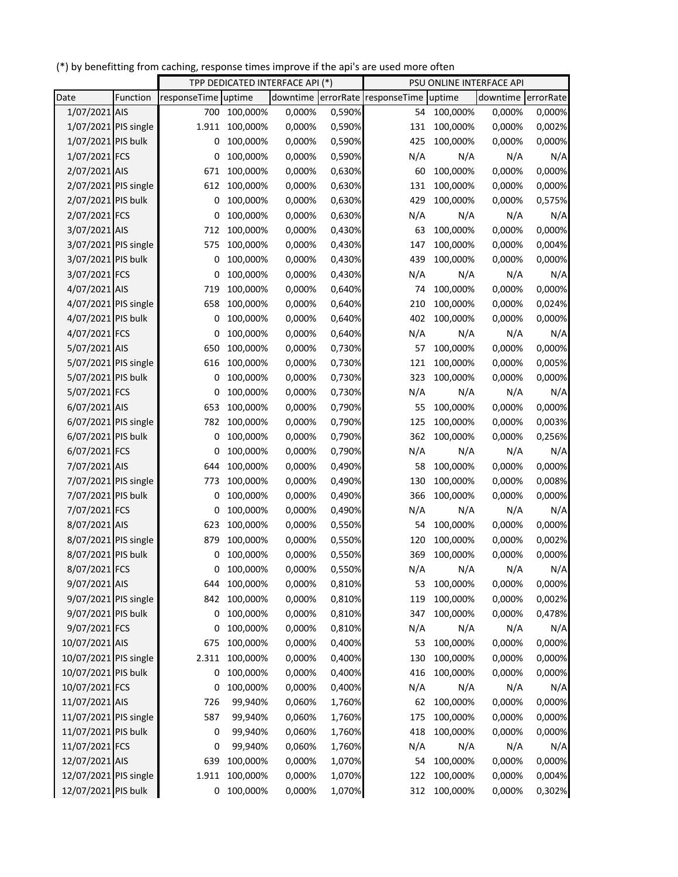(*) by benefitting from caching, response times improve if the api's are used more often

| | | TPP DEDICATED INTERFACE API (*) | | | | PSU ONLINE INTERFACE API | | | |
|---|---|---|---|---|---|---|---|---|---|
| Date | Function | responseTime | uptime | downtime | errorRate | responseTime | uptime | downtime | errorRate |
| 1/07/2021 | AIS | 700 | 100,000% | 0,000% | 0,590% | 54 | 100,000% | 0,000% | 0,000% |
| 1/07/2021 | PIS single | 1.911 | 100,000% | 0,000% | 0,590% | 131 | 100,000% | 0,000% | 0,002% |
| 1/07/2021 | PIS bulk | 0 | 100,000% | 0,000% | 0,590% | 425 | 100,000% | 0,000% | 0,000% |
| 1/07/2021 | FCS | 0 | 100,000% | 0,000% | 0,590% | N/A | N/A | N/A | N/A |
| 2/07/2021 | AIS | 671 | 100,000% | 0,000% | 0,630% | 60 | 100,000% | 0,000% | 0,000% |
| 2/07/2021 | PIS single | 612 | 100,000% | 0,000% | 0,630% | 131 | 100,000% | 0,000% | 0,000% |
| 2/07/2021 | PIS bulk | 0 | 100,000% | 0,000% | 0,630% | 429 | 100,000% | 0,000% | 0,575% |
| 2/07/2021 | FCS | 0 | 100,000% | 0,000% | 0,630% | N/A | N/A | N/A | N/A |
| 3/07/2021 | AIS | 712 | 100,000% | 0,000% | 0,430% | 63 | 100,000% | 0,000% | 0,000% |
| 3/07/2021 | PIS single | 575 | 100,000% | 0,000% | 0,430% | 147 | 100,000% | 0,000% | 0,004% |
| 3/07/2021 | PIS bulk | 0 | 100,000% | 0,000% | 0,430% | 439 | 100,000% | 0,000% | 0,000% |
| 3/07/2021 | FCS | 0 | 100,000% | 0,000% | 0,430% | N/A | N/A | N/A | N/A |
| 4/07/2021 | AIS | 719 | 100,000% | 0,000% | 0,640% | 74 | 100,000% | 0,000% | 0,000% |
| 4/07/2021 | PIS single | 658 | 100,000% | 0,000% | 0,640% | 210 | 100,000% | 0,000% | 0,024% |
| 4/07/2021 | PIS bulk | 0 | 100,000% | 0,000% | 0,640% | 402 | 100,000% | 0,000% | 0,000% |
| 4/07/2021 | FCS | 0 | 100,000% | 0,000% | 0,640% | N/A | N/A | N/A | N/A |
| 5/07/2021 | AIS | 650 | 100,000% | 0,000% | 0,730% | 57 | 100,000% | 0,000% | 0,000% |
| 5/07/2021 | PIS single | 616 | 100,000% | 0,000% | 0,730% | 121 | 100,000% | 0,000% | 0,005% |
| 5/07/2021 | PIS bulk | 0 | 100,000% | 0,000% | 0,730% | 323 | 100,000% | 0,000% | 0,000% |
| 5/07/2021 | FCS | 0 | 100,000% | 0,000% | 0,730% | N/A | N/A | N/A | N/A |
| 6/07/2021 | AIS | 653 | 100,000% | 0,000% | 0,790% | 55 | 100,000% | 0,000% | 0,000% |
| 6/07/2021 | PIS single | 782 | 100,000% | 0,000% | 0,790% | 125 | 100,000% | 0,000% | 0,003% |
| 6/07/2021 | PIS bulk | 0 | 100,000% | 0,000% | 0,790% | 362 | 100,000% | 0,000% | 0,256% |
| 6/07/2021 | FCS | 0 | 100,000% | 0,000% | 0,790% | N/A | N/A | N/A | N/A |
| 7/07/2021 | AIS | 644 | 100,000% | 0,000% | 0,490% | 58 | 100,000% | 0,000% | 0,000% |
| 7/07/2021 | PIS single | 773 | 100,000% | 0,000% | 0,490% | 130 | 100,000% | 0,000% | 0,008% |
| 7/07/2021 | PIS bulk | 0 | 100,000% | 0,000% | 0,490% | 366 | 100,000% | 0,000% | 0,000% |
| 7/07/2021 | FCS | 0 | 100,000% | 0,000% | 0,490% | N/A | N/A | N/A | N/A |
| 8/07/2021 | AIS | 623 | 100,000% | 0,000% | 0,550% | 54 | 100,000% | 0,000% | 0,000% |
| 8/07/2021 | PIS single | 879 | 100,000% | 0,000% | 0,550% | 120 | 100,000% | 0,000% | 0,002% |
| 8/07/2021 | PIS bulk | 0 | 100,000% | 0,000% | 0,550% | 369 | 100,000% | 0,000% | 0,000% |
| 8/07/2021 | FCS | 0 | 100,000% | 0,000% | 0,550% | N/A | N/A | N/A | N/A |
| 9/07/2021 | AIS | 644 | 100,000% | 0,000% | 0,810% | 53 | 100,000% | 0,000% | 0,000% |
| 9/07/2021 | PIS single | 842 | 100,000% | 0,000% | 0,810% | 119 | 100,000% | 0,000% | 0,002% |
| 9/07/2021 | PIS bulk | 0 | 100,000% | 0,000% | 0,810% | 347 | 100,000% | 0,000% | 0,478% |
| 9/07/2021 | FCS | 0 | 100,000% | 0,000% | 0,810% | N/A | N/A | N/A | N/A |
| 10/07/2021 | AIS | 675 | 100,000% | 0,000% | 0,400% | 53 | 100,000% | 0,000% | 0,000% |
| 10/07/2021 | PIS single | 2.311 | 100,000% | 0,000% | 0,400% | 130 | 100,000% | 0,000% | 0,000% |
| 10/07/2021 | PIS bulk | 0 | 100,000% | 0,000% | 0,400% | 416 | 100,000% | 0,000% | 0,000% |
| 10/07/2021 | FCS | 0 | 100,000% | 0,000% | 0,400% | N/A | N/A | N/A | N/A |
| 11/07/2021 | AIS | 726 | 99,940% | 0,060% | 1,760% | 62 | 100,000% | 0,000% | 0,000% |
| 11/07/2021 | PIS single | 587 | 99,940% | 0,060% | 1,760% | 175 | 100,000% | 0,000% | 0,000% |
| 11/07/2021 | PIS bulk | 0 | 99,940% | 0,060% | 1,760% | 418 | 100,000% | 0,000% | 0,000% |
| 11/07/2021 | FCS | 0 | 99,940% | 0,060% | 1,760% | N/A | N/A | N/A | N/A |
| 12/07/2021 | AIS | 639 | 100,000% | 0,000% | 1,070% | 54 | 100,000% | 0,000% | 0,000% |
| 12/07/2021 | PIS single | 1.911 | 100,000% | 0,000% | 1,070% | 122 | 100,000% | 0,000% | 0,004% |
| 12/07/2021 | PIS bulk | 0 | 100,000% | 0,000% | 1,070% | 312 | 100,000% | 0,000% | 0,302% |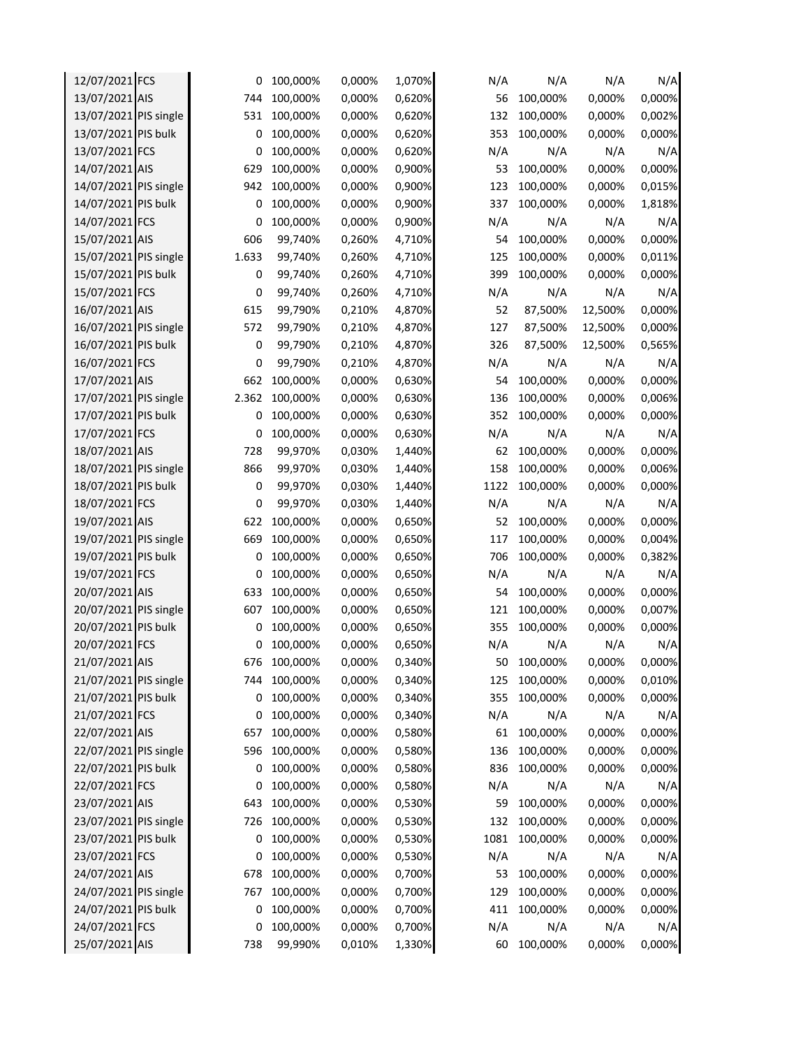| | | | | | | | | | |
|---|---|---|---|---|---|---|---|---|---|
| 12/07/2021 | FCS | 0 | 100,000% | 0,000% | 1,070% | N/A | N/A | N/A | N/A |
| 13/07/2021 | AIS | 744 | 100,000% | 0,000% | 0,620% | 56 | 100,000% | 0,000% | 0,000% |
| 13/07/2021 | PIS single | 531 | 100,000% | 0,000% | 0,620% | 132 | 100,000% | 0,000% | 0,002% |
| 13/07/2021 | PIS bulk | 0 | 100,000% | 0,000% | 0,620% | 353 | 100,000% | 0,000% | 0,000% |
| 13/07/2021 | FCS | 0 | 100,000% | 0,000% | 0,620% | N/A | N/A | N/A | N/A |
| 14/07/2021 | AIS | 629 | 100,000% | 0,000% | 0,900% | 53 | 100,000% | 0,000% | 0,000% |
| 14/07/2021 | PIS single | 942 | 100,000% | 0,000% | 0,900% | 123 | 100,000% | 0,000% | 0,015% |
| 14/07/2021 | PIS bulk | 0 | 100,000% | 0,000% | 0,900% | 337 | 100,000% | 0,000% | 1,818% |
| 14/07/2021 | FCS | 0 | 100,000% | 0,000% | 0,900% | N/A | N/A | N/A | N/A |
| 15/07/2021 | AIS | 606 | 99,740% | 0,260% | 4,710% | 54 | 100,000% | 0,000% | 0,000% |
| 15/07/2021 | PIS single | 1.633 | 99,740% | 0,260% | 4,710% | 125 | 100,000% | 0,000% | 0,011% |
| 15/07/2021 | PIS bulk | 0 | 99,740% | 0,260% | 4,710% | 399 | 100,000% | 0,000% | 0,000% |
| 15/07/2021 | FCS | 0 | 99,740% | 0,260% | 4,710% | N/A | N/A | N/A | N/A |
| 16/07/2021 | AIS | 615 | 99,790% | 0,210% | 4,870% | 52 | 87,500% | 12,500% | 0,000% |
| 16/07/2021 | PIS single | 572 | 99,790% | 0,210% | 4,870% | 127 | 87,500% | 12,500% | 0,000% |
| 16/07/2021 | PIS bulk | 0 | 99,790% | 0,210% | 4,870% | 326 | 87,500% | 12,500% | 0,565% |
| 16/07/2021 | FCS | 0 | 99,790% | 0,210% | 4,870% | N/A | N/A | N/A | N/A |
| 17/07/2021 | AIS | 662 | 100,000% | 0,000% | 0,630% | 54 | 100,000% | 0,000% | 0,000% |
| 17/07/2021 | PIS single | 2.362 | 100,000% | 0,000% | 0,630% | 136 | 100,000% | 0,000% | 0,006% |
| 17/07/2021 | PIS bulk | 0 | 100,000% | 0,000% | 0,630% | 352 | 100,000% | 0,000% | 0,000% |
| 17/07/2021 | FCS | 0 | 100,000% | 0,000% | 0,630% | N/A | N/A | N/A | N/A |
| 18/07/2021 | AIS | 728 | 99,970% | 0,030% | 1,440% | 62 | 100,000% | 0,000% | 0,000% |
| 18/07/2021 | PIS single | 866 | 99,970% | 0,030% | 1,440% | 158 | 100,000% | 0,000% | 0,006% |
| 18/07/2021 | PIS bulk | 0 | 99,970% | 0,030% | 1,440% | 1122 | 100,000% | 0,000% | 0,000% |
| 18/07/2021 | FCS | 0 | 99,970% | 0,030% | 1,440% | N/A | N/A | N/A | N/A |
| 19/07/2021 | AIS | 622 | 100,000% | 0,000% | 0,650% | 52 | 100,000% | 0,000% | 0,000% |
| 19/07/2021 | PIS single | 669 | 100,000% | 0,000% | 0,650% | 117 | 100,000% | 0,000% | 0,004% |
| 19/07/2021 | PIS bulk | 0 | 100,000% | 0,000% | 0,650% | 706 | 100,000% | 0,000% | 0,382% |
| 19/07/2021 | FCS | 0 | 100,000% | 0,000% | 0,650% | N/A | N/A | N/A | N/A |
| 20/07/2021 | AIS | 633 | 100,000% | 0,000% | 0,650% | 54 | 100,000% | 0,000% | 0,000% |
| 20/07/2021 | PIS single | 607 | 100,000% | 0,000% | 0,650% | 121 | 100,000% | 0,000% | 0,007% |
| 20/07/2021 | PIS bulk | 0 | 100,000% | 0,000% | 0,650% | 355 | 100,000% | 0,000% | 0,000% |
| 20/07/2021 | FCS | 0 | 100,000% | 0,000% | 0,650% | N/A | N/A | N/A | N/A |
| 21/07/2021 | AIS | 676 | 100,000% | 0,000% | 0,340% | 50 | 100,000% | 0,000% | 0,000% |
| 21/07/2021 | PIS single | 744 | 100,000% | 0,000% | 0,340% | 125 | 100,000% | 0,000% | 0,010% |
| 21/07/2021 | PIS bulk | 0 | 100,000% | 0,000% | 0,340% | 355 | 100,000% | 0,000% | 0,000% |
| 21/07/2021 | FCS | 0 | 100,000% | 0,000% | 0,340% | N/A | N/A | N/A | N/A |
| 22/07/2021 | AIS | 657 | 100,000% | 0,000% | 0,580% | 61 | 100,000% | 0,000% | 0,000% |
| 22/07/2021 | PIS single | 596 | 100,000% | 0,000% | 0,580% | 136 | 100,000% | 0,000% | 0,000% |
| 22/07/2021 | PIS bulk | 0 | 100,000% | 0,000% | 0,580% | 836 | 100,000% | 0,000% | 0,000% |
| 22/07/2021 | FCS | 0 | 100,000% | 0,000% | 0,580% | N/A | N/A | N/A | N/A |
| 23/07/2021 | AIS | 643 | 100,000% | 0,000% | 0,530% | 59 | 100,000% | 0,000% | 0,000% |
| 23/07/2021 | PIS single | 726 | 100,000% | 0,000% | 0,530% | 132 | 100,000% | 0,000% | 0,000% |
| 23/07/2021 | PIS bulk | 0 | 100,000% | 0,000% | 0,530% | 1081 | 100,000% | 0,000% | 0,000% |
| 23/07/2021 | FCS | 0 | 100,000% | 0,000% | 0,530% | N/A | N/A | N/A | N/A |
| 24/07/2021 | AIS | 678 | 100,000% | 0,000% | 0,700% | 53 | 100,000% | 0,000% | 0,000% |
| 24/07/2021 | PIS single | 767 | 100,000% | 0,000% | 0,700% | 129 | 100,000% | 0,000% | 0,000% |
| 24/07/2021 | PIS bulk | 0 | 100,000% | 0,000% | 0,700% | 411 | 100,000% | 0,000% | 0,000% |
| 24/07/2021 | FCS | 0 | 100,000% | 0,000% | 0,700% | N/A | N/A | N/A | N/A |
| 25/07/2021 | AIS | 738 | 99,990% | 0,010% | 1,330% | 60 | 100,000% | 0,000% | 0,000% |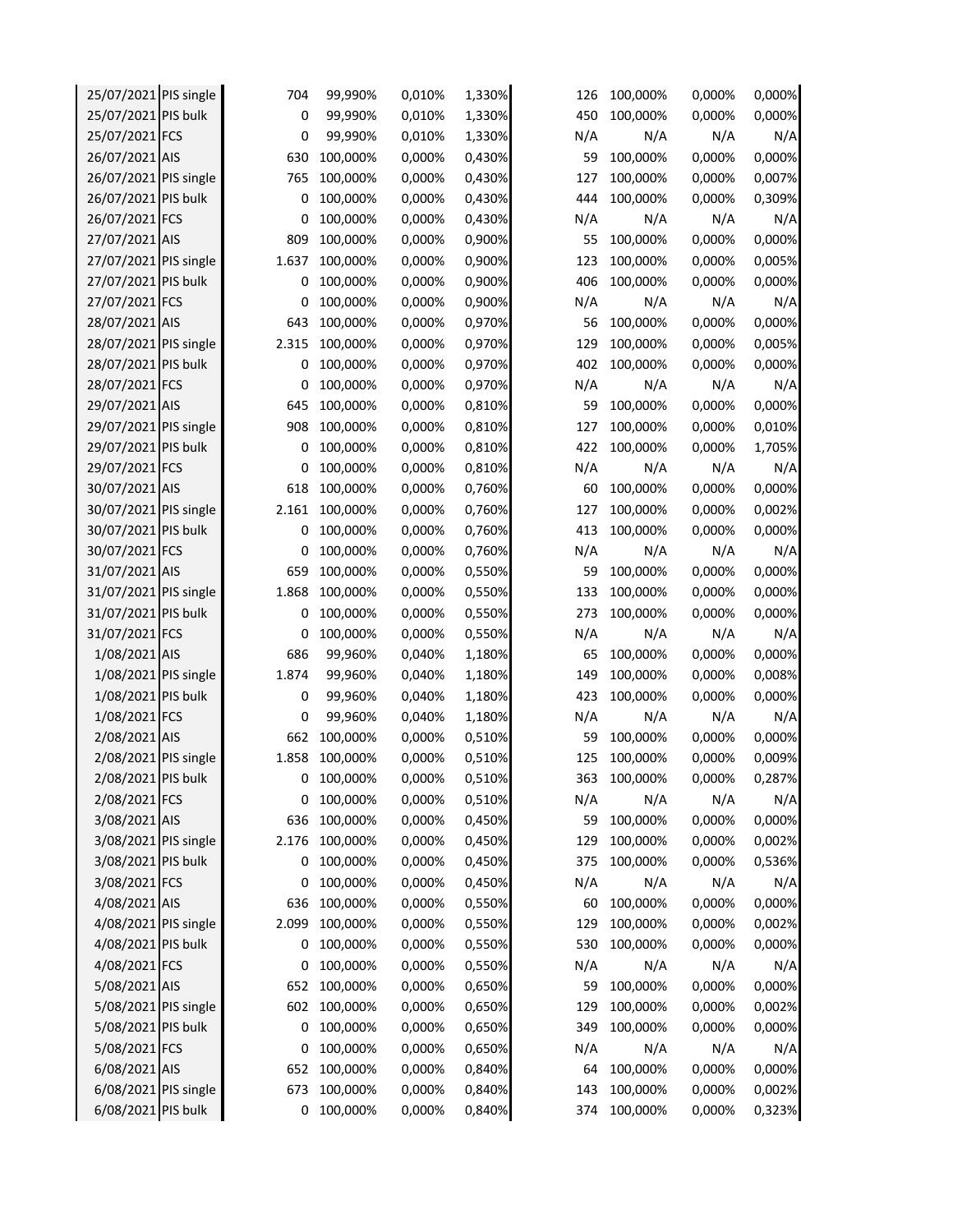| | | | | | | | | | |
|---|---|---|---|---|---|---|---|---|---|
| 25/07/2021 | PIS single | 704 | 99,990% | 0,010% | 1,330% | 126 | 100,000% | 0,000% | 0,000% |
| 25/07/2021 | PIS bulk | 0 | 99,990% | 0,010% | 1,330% | 450 | 100,000% | 0,000% | 0,000% |
| 25/07/2021 | FCS | 0 | 99,990% | 0,010% | 1,330% | N/A | N/A | N/A | N/A |
| 26/07/2021 | AIS | 630 | 100,000% | 0,000% | 0,430% | 59 | 100,000% | 0,000% | 0,000% |
| 26/07/2021 | PIS single | 765 | 100,000% | 0,000% | 0,430% | 127 | 100,000% | 0,000% | 0,007% |
| 26/07/2021 | PIS bulk | 0 | 100,000% | 0,000% | 0,430% | 444 | 100,000% | 0,000% | 0,309% |
| 26/07/2021 | FCS | 0 | 100,000% | 0,000% | 0,430% | N/A | N/A | N/A | N/A |
| 27/07/2021 | AIS | 809 | 100,000% | 0,000% | 0,900% | 55 | 100,000% | 0,000% | 0,000% |
| 27/07/2021 | PIS single | 1.637 | 100,000% | 0,000% | 0,900% | 123 | 100,000% | 0,000% | 0,005% |
| 27/07/2021 | PIS bulk | 0 | 100,000% | 0,000% | 0,900% | 406 | 100,000% | 0,000% | 0,000% |
| 27/07/2021 | FCS | 0 | 100,000% | 0,000% | 0,900% | N/A | N/A | N/A | N/A |
| 28/07/2021 | AIS | 643 | 100,000% | 0,000% | 0,970% | 56 | 100,000% | 0,000% | 0,000% |
| 28/07/2021 | PIS single | 2.315 | 100,000% | 0,000% | 0,970% | 129 | 100,000% | 0,000% | 0,005% |
| 28/07/2021 | PIS bulk | 0 | 100,000% | 0,000% | 0,970% | 402 | 100,000% | 0,000% | 0,000% |
| 28/07/2021 | FCS | 0 | 100,000% | 0,000% | 0,970% | N/A | N/A | N/A | N/A |
| 29/07/2021 | AIS | 645 | 100,000% | 0,000% | 0,810% | 59 | 100,000% | 0,000% | 0,000% |
| 29/07/2021 | PIS single | 908 | 100,000% | 0,000% | 0,810% | 127 | 100,000% | 0,000% | 0,010% |
| 29/07/2021 | PIS bulk | 0 | 100,000% | 0,000% | 0,810% | 422 | 100,000% | 0,000% | 1,705% |
| 29/07/2021 | FCS | 0 | 100,000% | 0,000% | 0,810% | N/A | N/A | N/A | N/A |
| 30/07/2021 | AIS | 618 | 100,000% | 0,000% | 0,760% | 60 | 100,000% | 0,000% | 0,000% |
| 30/07/2021 | PIS single | 2.161 | 100,000% | 0,000% | 0,760% | 127 | 100,000% | 0,000% | 0,002% |
| 30/07/2021 | PIS bulk | 0 | 100,000% | 0,000% | 0,760% | 413 | 100,000% | 0,000% | 0,000% |
| 30/07/2021 | FCS | 0 | 100,000% | 0,000% | 0,760% | N/A | N/A | N/A | N/A |
| 31/07/2021 | AIS | 659 | 100,000% | 0,000% | 0,550% | 59 | 100,000% | 0,000% | 0,000% |
| 31/07/2021 | PIS single | 1.868 | 100,000% | 0,000% | 0,550% | 133 | 100,000% | 0,000% | 0,000% |
| 31/07/2021 | PIS bulk | 0 | 100,000% | 0,000% | 0,550% | 273 | 100,000% | 0,000% | 0,000% |
| 31/07/2021 | FCS | 0 | 100,000% | 0,000% | 0,550% | N/A | N/A | N/A | N/A |
| 1/08/2021 | AIS | 686 | 99,960% | 0,040% | 1,180% | 65 | 100,000% | 0,000% | 0,000% |
| 1/08/2021 | PIS single | 1.874 | 99,960% | 0,040% | 1,180% | 149 | 100,000% | 0,000% | 0,008% |
| 1/08/2021 | PIS bulk | 0 | 99,960% | 0,040% | 1,180% | 423 | 100,000% | 0,000% | 0,000% |
| 1/08/2021 | FCS | 0 | 99,960% | 0,040% | 1,180% | N/A | N/A | N/A | N/A |
| 2/08/2021 | AIS | 662 | 100,000% | 0,000% | 0,510% | 59 | 100,000% | 0,000% | 0,000% |
| 2/08/2021 | PIS single | 1.858 | 100,000% | 0,000% | 0,510% | 125 | 100,000% | 0,000% | 0,009% |
| 2/08/2021 | PIS bulk | 0 | 100,000% | 0,000% | 0,510% | 363 | 100,000% | 0,000% | 0,287% |
| 2/08/2021 | FCS | 0 | 100,000% | 0,000% | 0,510% | N/A | N/A | N/A | N/A |
| 3/08/2021 | AIS | 636 | 100,000% | 0,000% | 0,450% | 59 | 100,000% | 0,000% | 0,000% |
| 3/08/2021 | PIS single | 2.176 | 100,000% | 0,000% | 0,450% | 129 | 100,000% | 0,000% | 0,002% |
| 3/08/2021 | PIS bulk | 0 | 100,000% | 0,000% | 0,450% | 375 | 100,000% | 0,000% | 0,536% |
| 3/08/2021 | FCS | 0 | 100,000% | 0,000% | 0,450% | N/A | N/A | N/A | N/A |
| 4/08/2021 | AIS | 636 | 100,000% | 0,000% | 0,550% | 60 | 100,000% | 0,000% | 0,000% |
| 4/08/2021 | PIS single | 2.099 | 100,000% | 0,000% | 0,550% | 129 | 100,000% | 0,000% | 0,002% |
| 4/08/2021 | PIS bulk | 0 | 100,000% | 0,000% | 0,550% | 530 | 100,000% | 0,000% | 0,000% |
| 4/08/2021 | FCS | 0 | 100,000% | 0,000% | 0,550% | N/A | N/A | N/A | N/A |
| 5/08/2021 | AIS | 652 | 100,000% | 0,000% | 0,650% | 59 | 100,000% | 0,000% | 0,000% |
| 5/08/2021 | PIS single | 602 | 100,000% | 0,000% | 0,650% | 129 | 100,000% | 0,000% | 0,002% |
| 5/08/2021 | PIS bulk | 0 | 100,000% | 0,000% | 0,650% | 349 | 100,000% | 0,000% | 0,000% |
| 5/08/2021 | FCS | 0 | 100,000% | 0,000% | 0,650% | N/A | N/A | N/A | N/A |
| 6/08/2021 | AIS | 652 | 100,000% | 0,000% | 0,840% | 64 | 100,000% | 0,000% | 0,000% |
| 6/08/2021 | PIS single | 673 | 100,000% | 0,000% | 0,840% | 143 | 100,000% | 0,000% | 0,002% |
| 6/08/2021 | PIS bulk | 0 | 100,000% | 0,000% | 0,840% | 374 | 100,000% | 0,000% | 0,323% |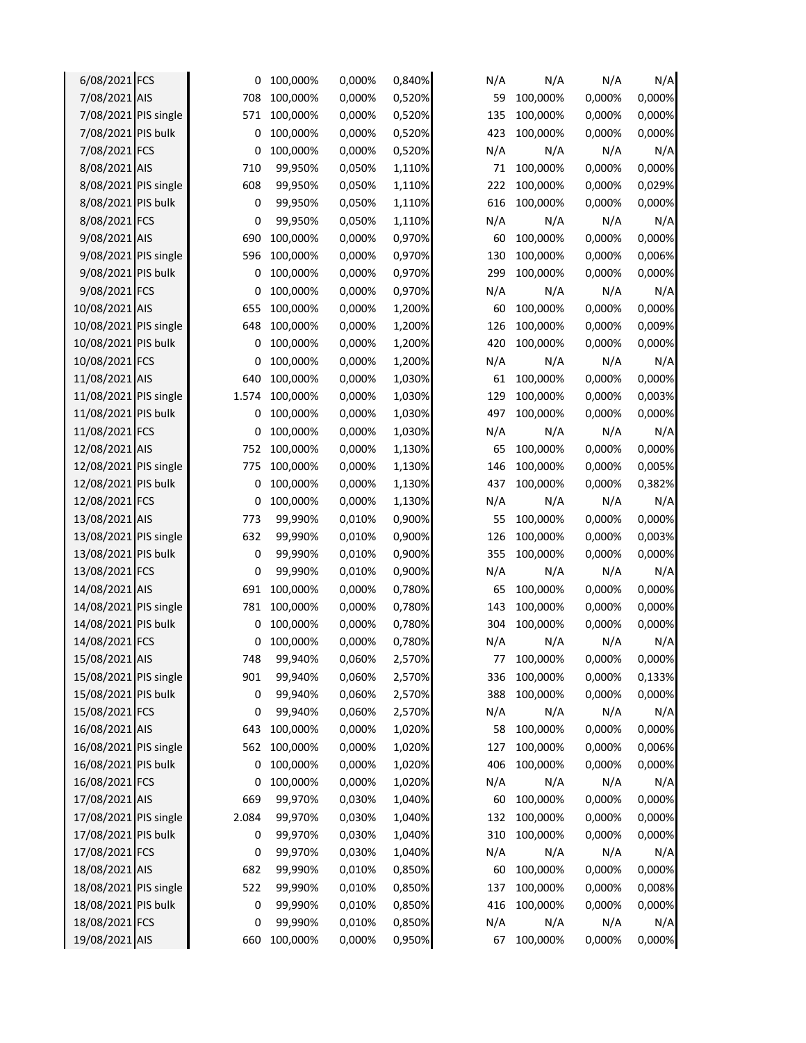| | | | | | | | | | |
|---|---|---|---|---|---|---|---|---|---|
| 6/08/2021 | FCS | 0 | 100,000% | 0,000% | 0,840% | N/A | N/A | N/A | N/A |
| 7/08/2021 | AIS | 708 | 100,000% | 0,000% | 0,520% | 59 | 100,000% | 0,000% | 0,000% |
| 7/08/2021 | PIS single | 571 | 100,000% | 0,000% | 0,520% | 135 | 100,000% | 0,000% | 0,000% |
| 7/08/2021 | PIS bulk | 0 | 100,000% | 0,000% | 0,520% | 423 | 100,000% | 0,000% | 0,000% |
| 7/08/2021 | FCS | 0 | 100,000% | 0,000% | 0,520% | N/A | N/A | N/A | N/A |
| 8/08/2021 | AIS | 710 | 99,950% | 0,050% | 1,110% | 71 | 100,000% | 0,000% | 0,000% |
| 8/08/2021 | PIS single | 608 | 99,950% | 0,050% | 1,110% | 222 | 100,000% | 0,000% | 0,029% |
| 8/08/2021 | PIS bulk | 0 | 99,950% | 0,050% | 1,110% | 616 | 100,000% | 0,000% | 0,000% |
| 8/08/2021 | FCS | 0 | 99,950% | 0,050% | 1,110% | N/A | N/A | N/A | N/A |
| 9/08/2021 | AIS | 690 | 100,000% | 0,000% | 0,970% | 60 | 100,000% | 0,000% | 0,000% |
| 9/08/2021 | PIS single | 596 | 100,000% | 0,000% | 0,970% | 130 | 100,000% | 0,000% | 0,006% |
| 9/08/2021 | PIS bulk | 0 | 100,000% | 0,000% | 0,970% | 299 | 100,000% | 0,000% | 0,000% |
| 9/08/2021 | FCS | 0 | 100,000% | 0,000% | 0,970% | N/A | N/A | N/A | N/A |
| 10/08/2021 | AIS | 655 | 100,000% | 0,000% | 1,200% | 60 | 100,000% | 0,000% | 0,000% |
| 10/08/2021 | PIS single | 648 | 100,000% | 0,000% | 1,200% | 126 | 100,000% | 0,000% | 0,009% |
| 10/08/2021 | PIS bulk | 0 | 100,000% | 0,000% | 1,200% | 420 | 100,000% | 0,000% | 0,000% |
| 10/08/2021 | FCS | 0 | 100,000% | 0,000% | 1,200% | N/A | N/A | N/A | N/A |
| 11/08/2021 | AIS | 640 | 100,000% | 0,000% | 1,030% | 61 | 100,000% | 0,000% | 0,000% |
| 11/08/2021 | PIS single | 1.574 | 100,000% | 0,000% | 1,030% | 129 | 100,000% | 0,000% | 0,003% |
| 11/08/2021 | PIS bulk | 0 | 100,000% | 0,000% | 1,030% | 497 | 100,000% | 0,000% | 0,000% |
| 11/08/2021 | FCS | 0 | 100,000% | 0,000% | 1,030% | N/A | N/A | N/A | N/A |
| 12/08/2021 | AIS | 752 | 100,000% | 0,000% | 1,130% | 65 | 100,000% | 0,000% | 0,000% |
| 12/08/2021 | PIS single | 775 | 100,000% | 0,000% | 1,130% | 146 | 100,000% | 0,000% | 0,005% |
| 12/08/2021 | PIS bulk | 0 | 100,000% | 0,000% | 1,130% | 437 | 100,000% | 0,000% | 0,382% |
| 12/08/2021 | FCS | 0 | 100,000% | 0,000% | 1,130% | N/A | N/A | N/A | N/A |
| 13/08/2021 | AIS | 773 | 99,990% | 0,010% | 0,900% | 55 | 100,000% | 0,000% | 0,000% |
| 13/08/2021 | PIS single | 632 | 99,990% | 0,010% | 0,900% | 126 | 100,000% | 0,000% | 0,003% |
| 13/08/2021 | PIS bulk | 0 | 99,990% | 0,010% | 0,900% | 355 | 100,000% | 0,000% | 0,000% |
| 13/08/2021 | FCS | 0 | 99,990% | 0,010% | 0,900% | N/A | N/A | N/A | N/A |
| 14/08/2021 | AIS | 691 | 100,000% | 0,000% | 0,780% | 65 | 100,000% | 0,000% | 0,000% |
| 14/08/2021 | PIS single | 781 | 100,000% | 0,000% | 0,780% | 143 | 100,000% | 0,000% | 0,000% |
| 14/08/2021 | PIS bulk | 0 | 100,000% | 0,000% | 0,780% | 304 | 100,000% | 0,000% | 0,000% |
| 14/08/2021 | FCS | 0 | 100,000% | 0,000% | 0,780% | N/A | N/A | N/A | N/A |
| 15/08/2021 | AIS | 748 | 99,940% | 0,060% | 2,570% | 77 | 100,000% | 0,000% | 0,000% |
| 15/08/2021 | PIS single | 901 | 99,940% | 0,060% | 2,570% | 336 | 100,000% | 0,000% | 0,133% |
| 15/08/2021 | PIS bulk | 0 | 99,940% | 0,060% | 2,570% | 388 | 100,000% | 0,000% | 0,000% |
| 15/08/2021 | FCS | 0 | 99,940% | 0,060% | 2,570% | N/A | N/A | N/A | N/A |
| 16/08/2021 | AIS | 643 | 100,000% | 0,000% | 1,020% | 58 | 100,000% | 0,000% | 0,000% |
| 16/08/2021 | PIS single | 562 | 100,000% | 0,000% | 1,020% | 127 | 100,000% | 0,000% | 0,006% |
| 16/08/2021 | PIS bulk | 0 | 100,000% | 0,000% | 1,020% | 406 | 100,000% | 0,000% | 0,000% |
| 16/08/2021 | FCS | 0 | 100,000% | 0,000% | 1,020% | N/A | N/A | N/A | N/A |
| 17/08/2021 | AIS | 669 | 99,970% | 0,030% | 1,040% | 60 | 100,000% | 0,000% | 0,000% |
| 17/08/2021 | PIS single | 2.084 | 99,970% | 0,030% | 1,040% | 132 | 100,000% | 0,000% | 0,000% |
| 17/08/2021 | PIS bulk | 0 | 99,970% | 0,030% | 1,040% | 310 | 100,000% | 0,000% | 0,000% |
| 17/08/2021 | FCS | 0 | 99,970% | 0,030% | 1,040% | N/A | N/A | N/A | N/A |
| 18/08/2021 | AIS | 682 | 99,990% | 0,010% | 0,850% | 60 | 100,000% | 0,000% | 0,000% |
| 18/08/2021 | PIS single | 522 | 99,990% | 0,010% | 0,850% | 137 | 100,000% | 0,000% | 0,008% |
| 18/08/2021 | PIS bulk | 0 | 99,990% | 0,010% | 0,850% | 416 | 100,000% | 0,000% | 0,000% |
| 18/08/2021 | FCS | 0 | 99,990% | 0,010% | 0,850% | N/A | N/A | N/A | N/A |
| 19/08/2021 | AIS | 660 | 100,000% | 0,000% | 0,950% | 67 | 100,000% | 0,000% | 0,000% |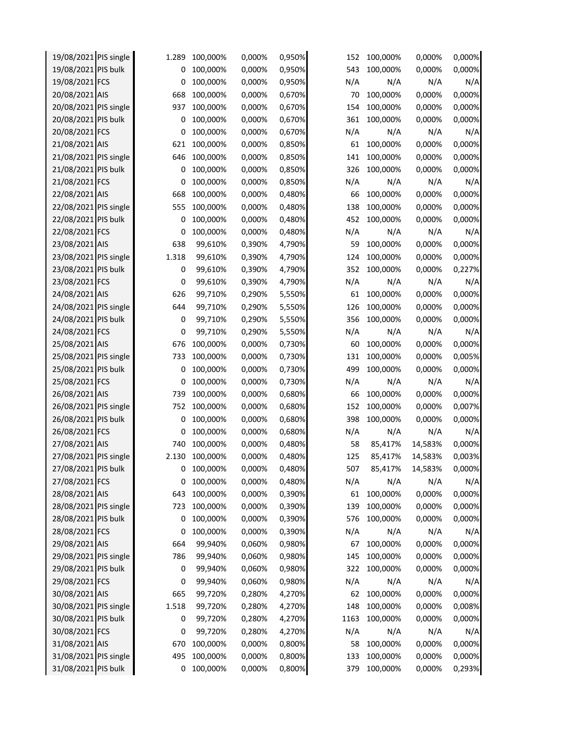| | | | | | | | | | |
|---|---|---|---|---|---|---|---|---|---|
| 19/08/2021 | PIS single | 1.289 | 100,000% | 0,000% | 0,950% | 152 | 100,000% | 0,000% | 0,000% |
| 19/08/2021 | PIS bulk | 0 | 100,000% | 0,000% | 0,950% | 543 | 100,000% | 0,000% | 0,000% |
| 19/08/2021 | FCS | 0 | 100,000% | 0,000% | 0,950% | N/A | N/A | N/A | N/A |
| 20/08/2021 | AIS | 668 | 100,000% | 0,000% | 0,670% | 70 | 100,000% | 0,000% | 0,000% |
| 20/08/2021 | PIS single | 937 | 100,000% | 0,000% | 0,670% | 154 | 100,000% | 0,000% | 0,000% |
| 20/08/2021 | PIS bulk | 0 | 100,000% | 0,000% | 0,670% | 361 | 100,000% | 0,000% | 0,000% |
| 20/08/2021 | FCS | 0 | 100,000% | 0,000% | 0,670% | N/A | N/A | N/A | N/A |
| 21/08/2021 | AIS | 621 | 100,000% | 0,000% | 0,850% | 61 | 100,000% | 0,000% | 0,000% |
| 21/08/2021 | PIS single | 646 | 100,000% | 0,000% | 0,850% | 141 | 100,000% | 0,000% | 0,000% |
| 21/08/2021 | PIS bulk | 0 | 100,000% | 0,000% | 0,850% | 326 | 100,000% | 0,000% | 0,000% |
| 21/08/2021 | FCS | 0 | 100,000% | 0,000% | 0,850% | N/A | N/A | N/A | N/A |
| 22/08/2021 | AIS | 668 | 100,000% | 0,000% | 0,480% | 66 | 100,000% | 0,000% | 0,000% |
| 22/08/2021 | PIS single | 555 | 100,000% | 0,000% | 0,480% | 138 | 100,000% | 0,000% | 0,000% |
| 22/08/2021 | PIS bulk | 0 | 100,000% | 0,000% | 0,480% | 452 | 100,000% | 0,000% | 0,000% |
| 22/08/2021 | FCS | 0 | 100,000% | 0,000% | 0,480% | N/A | N/A | N/A | N/A |
| 23/08/2021 | AIS | 638 | 99,610% | 0,390% | 4,790% | 59 | 100,000% | 0,000% | 0,000% |
| 23/08/2021 | PIS single | 1.318 | 99,610% | 0,390% | 4,790% | 124 | 100,000% | 0,000% | 0,000% |
| 23/08/2021 | PIS bulk | 0 | 99,610% | 0,390% | 4,790% | 352 | 100,000% | 0,000% | 0,227% |
| 23/08/2021 | FCS | 0 | 99,610% | 0,390% | 4,790% | N/A | N/A | N/A | N/A |
| 24/08/2021 | AIS | 626 | 99,710% | 0,290% | 5,550% | 61 | 100,000% | 0,000% | 0,000% |
| 24/08/2021 | PIS single | 644 | 99,710% | 0,290% | 5,550% | 126 | 100,000% | 0,000% | 0,000% |
| 24/08/2021 | PIS bulk | 0 | 99,710% | 0,290% | 5,550% | 356 | 100,000% | 0,000% | 0,000% |
| 24/08/2021 | FCS | 0 | 99,710% | 0,290% | 5,550% | N/A | N/A | N/A | N/A |
| 25/08/2021 | AIS | 676 | 100,000% | 0,000% | 0,730% | 60 | 100,000% | 0,000% | 0,000% |
| 25/08/2021 | PIS single | 733 | 100,000% | 0,000% | 0,730% | 131 | 100,000% | 0,000% | 0,005% |
| 25/08/2021 | PIS bulk | 0 | 100,000% | 0,000% | 0,730% | 499 | 100,000% | 0,000% | 0,000% |
| 25/08/2021 | FCS | 0 | 100,000% | 0,000% | 0,730% | N/A | N/A | N/A | N/A |
| 26/08/2021 | AIS | 739 | 100,000% | 0,000% | 0,680% | 66 | 100,000% | 0,000% | 0,000% |
| 26/08/2021 | PIS single | 752 | 100,000% | 0,000% | 0,680% | 152 | 100,000% | 0,000% | 0,007% |
| 26/08/2021 | PIS bulk | 0 | 100,000% | 0,000% | 0,680% | 398 | 100,000% | 0,000% | 0,000% |
| 26/08/2021 | FCS | 0 | 100,000% | 0,000% | 0,680% | N/A | N/A | N/A | N/A |
| 27/08/2021 | AIS | 740 | 100,000% | 0,000% | 0,480% | 58 | 85,417% | 14,583% | 0,000% |
| 27/08/2021 | PIS single | 2.130 | 100,000% | 0,000% | 0,480% | 125 | 85,417% | 14,583% | 0,003% |
| 27/08/2021 | PIS bulk | 0 | 100,000% | 0,000% | 0,480% | 507 | 85,417% | 14,583% | 0,000% |
| 27/08/2021 | FCS | 0 | 100,000% | 0,000% | 0,480% | N/A | N/A | N/A | N/A |
| 28/08/2021 | AIS | 643 | 100,000% | 0,000% | 0,390% | 61 | 100,000% | 0,000% | 0,000% |
| 28/08/2021 | PIS single | 723 | 100,000% | 0,000% | 0,390% | 139 | 100,000% | 0,000% | 0,000% |
| 28/08/2021 | PIS bulk | 0 | 100,000% | 0,000% | 0,390% | 576 | 100,000% | 0,000% | 0,000% |
| 28/08/2021 | FCS | 0 | 100,000% | 0,000% | 0,390% | N/A | N/A | N/A | N/A |
| 29/08/2021 | AIS | 664 | 99,940% | 0,060% | 0,980% | 67 | 100,000% | 0,000% | 0,000% |
| 29/08/2021 | PIS single | 786 | 99,940% | 0,060% | 0,980% | 145 | 100,000% | 0,000% | 0,000% |
| 29/08/2021 | PIS bulk | 0 | 99,940% | 0,060% | 0,980% | 322 | 100,000% | 0,000% | 0,000% |
| 29/08/2021 | FCS | 0 | 99,940% | 0,060% | 0,980% | N/A | N/A | N/A | N/A |
| 30/08/2021 | AIS | 665 | 99,720% | 0,280% | 4,270% | 62 | 100,000% | 0,000% | 0,000% |
| 30/08/2021 | PIS single | 1.518 | 99,720% | 0,280% | 4,270% | 148 | 100,000% | 0,000% | 0,008% |
| 30/08/2021 | PIS bulk | 0 | 99,720% | 0,280% | 4,270% | 1163 | 100,000% | 0,000% | 0,000% |
| 30/08/2021 | FCS | 0 | 99,720% | 0,280% | 4,270% | N/A | N/A | N/A | N/A |
| 31/08/2021 | AIS | 670 | 100,000% | 0,000% | 0,800% | 58 | 100,000% | 0,000% | 0,000% |
| 31/08/2021 | PIS single | 495 | 100,000% | 0,000% | 0,800% | 133 | 100,000% | 0,000% | 0,000% |
| 31/08/2021 | PIS bulk | 0 | 100,000% | 0,000% | 0,800% | 379 | 100,000% | 0,000% | 0,293% |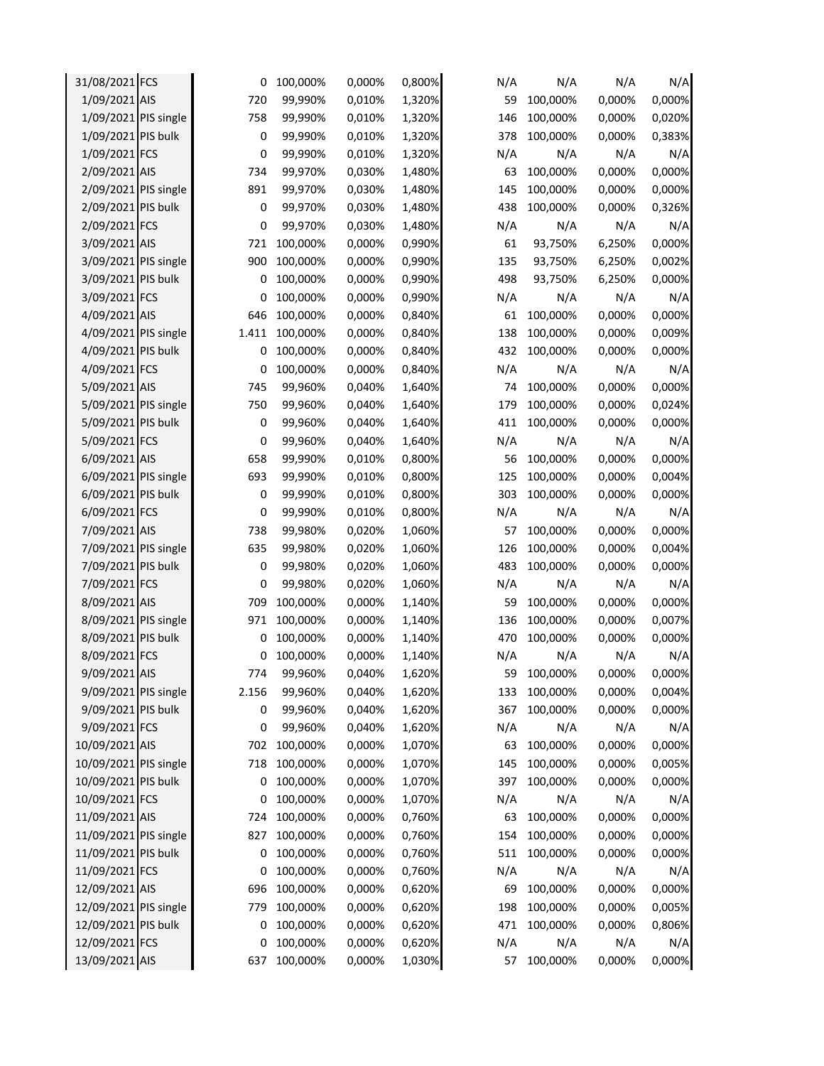| | | | | | | | | | |
|---|---|---|---|---|---|---|---|---|---|
| 31/08/2021 | FCS | 0 | 100,000% | 0,000% | 0,800% | N/A | N/A | N/A | N/A |
| 1/09/2021 | AIS | 720 | 99,990% | 0,010% | 1,320% | 59 | 100,000% | 0,000% | 0,000% |
| 1/09/2021 | PIS single | 758 | 99,990% | 0,010% | 1,320% | 146 | 100,000% | 0,000% | 0,020% |
| 1/09/2021 | PIS bulk | 0 | 99,990% | 0,010% | 1,320% | 378 | 100,000% | 0,000% | 0,383% |
| 1/09/2021 | FCS | 0 | 99,990% | 0,010% | 1,320% | N/A | N/A | N/A | N/A |
| 2/09/2021 | AIS | 734 | 99,970% | 0,030% | 1,480% | 63 | 100,000% | 0,000% | 0,000% |
| 2/09/2021 | PIS single | 891 | 99,970% | 0,030% | 1,480% | 145 | 100,000% | 0,000% | 0,000% |
| 2/09/2021 | PIS bulk | 0 | 99,970% | 0,030% | 1,480% | 438 | 100,000% | 0,000% | 0,326% |
| 2/09/2021 | FCS | 0 | 99,970% | 0,030% | 1,480% | N/A | N/A | N/A | N/A |
| 3/09/2021 | AIS | 721 | 100,000% | 0,000% | 0,990% | 61 | 93,750% | 6,250% | 0,000% |
| 3/09/2021 | PIS single | 900 | 100,000% | 0,000% | 0,990% | 135 | 93,750% | 6,250% | 0,002% |
| 3/09/2021 | PIS bulk | 0 | 100,000% | 0,000% | 0,990% | 498 | 93,750% | 6,250% | 0,000% |
| 3/09/2021 | FCS | 0 | 100,000% | 0,000% | 0,990% | N/A | N/A | N/A | N/A |
| 4/09/2021 | AIS | 646 | 100,000% | 0,000% | 0,840% | 61 | 100,000% | 0,000% | 0,000% |
| 4/09/2021 | PIS single | 1.411 | 100,000% | 0,000% | 0,840% | 138 | 100,000% | 0,000% | 0,009% |
| 4/09/2021 | PIS bulk | 0 | 100,000% | 0,000% | 0,840% | 432 | 100,000% | 0,000% | 0,000% |
| 4/09/2021 | FCS | 0 | 100,000% | 0,000% | 0,840% | N/A | N/A | N/A | N/A |
| 5/09/2021 | AIS | 745 | 99,960% | 0,040% | 1,640% | 74 | 100,000% | 0,000% | 0,000% |
| 5/09/2021 | PIS single | 750 | 99,960% | 0,040% | 1,640% | 179 | 100,000% | 0,000% | 0,024% |
| 5/09/2021 | PIS bulk | 0 | 99,960% | 0,040% | 1,640% | 411 | 100,000% | 0,000% | 0,000% |
| 5/09/2021 | FCS | 0 | 99,960% | 0,040% | 1,640% | N/A | N/A | N/A | N/A |
| 6/09/2021 | AIS | 658 | 99,990% | 0,010% | 0,800% | 56 | 100,000% | 0,000% | 0,000% |
| 6/09/2021 | PIS single | 693 | 99,990% | 0,010% | 0,800% | 125 | 100,000% | 0,000% | 0,004% |
| 6/09/2021 | PIS bulk | 0 | 99,990% | 0,010% | 0,800% | 303 | 100,000% | 0,000% | 0,000% |
| 6/09/2021 | FCS | 0 | 99,990% | 0,010% | 0,800% | N/A | N/A | N/A | N/A |
| 7/09/2021 | AIS | 738 | 99,980% | 0,020% | 1,060% | 57 | 100,000% | 0,000% | 0,000% |
| 7/09/2021 | PIS single | 635 | 99,980% | 0,020% | 1,060% | 126 | 100,000% | 0,000% | 0,004% |
| 7/09/2021 | PIS bulk | 0 | 99,980% | 0,020% | 1,060% | 483 | 100,000% | 0,000% | 0,000% |
| 7/09/2021 | FCS | 0 | 99,980% | 0,020% | 1,060% | N/A | N/A | N/A | N/A |
| 8/09/2021 | AIS | 709 | 100,000% | 0,000% | 1,140% | 59 | 100,000% | 0,000% | 0,000% |
| 8/09/2021 | PIS single | 971 | 100,000% | 0,000% | 1,140% | 136 | 100,000% | 0,000% | 0,007% |
| 8/09/2021 | PIS bulk | 0 | 100,000% | 0,000% | 1,140% | 470 | 100,000% | 0,000% | 0,000% |
| 8/09/2021 | FCS | 0 | 100,000% | 0,000% | 1,140% | N/A | N/A | N/A | N/A |
| 9/09/2021 | AIS | 774 | 99,960% | 0,040% | 1,620% | 59 | 100,000% | 0,000% | 0,000% |
| 9/09/2021 | PIS single | 2.156 | 99,960% | 0,040% | 1,620% | 133 | 100,000% | 0,000% | 0,004% |
| 9/09/2021 | PIS bulk | 0 | 99,960% | 0,040% | 1,620% | 367 | 100,000% | 0,000% | 0,000% |
| 9/09/2021 | FCS | 0 | 99,960% | 0,040% | 1,620% | N/A | N/A | N/A | N/A |
| 10/09/2021 | AIS | 702 | 100,000% | 0,000% | 1,070% | 63 | 100,000% | 0,000% | 0,000% |
| 10/09/2021 | PIS single | 718 | 100,000% | 0,000% | 1,070% | 145 | 100,000% | 0,000% | 0,005% |
| 10/09/2021 | PIS bulk | 0 | 100,000% | 0,000% | 1,070% | 397 | 100,000% | 0,000% | 0,000% |
| 10/09/2021 | FCS | 0 | 100,000% | 0,000% | 1,070% | N/A | N/A | N/A | N/A |
| 11/09/2021 | AIS | 724 | 100,000% | 0,000% | 0,760% | 63 | 100,000% | 0,000% | 0,000% |
| 11/09/2021 | PIS single | 827 | 100,000% | 0,000% | 0,760% | 154 | 100,000% | 0,000% | 0,000% |
| 11/09/2021 | PIS bulk | 0 | 100,000% | 0,000% | 0,760% | 511 | 100,000% | 0,000% | 0,000% |
| 11/09/2021 | FCS | 0 | 100,000% | 0,000% | 0,760% | N/A | N/A | N/A | N/A |
| 12/09/2021 | AIS | 696 | 100,000% | 0,000% | 0,620% | 69 | 100,000% | 0,000% | 0,000% |
| 12/09/2021 | PIS single | 779 | 100,000% | 0,000% | 0,620% | 198 | 100,000% | 0,000% | 0,005% |
| 12/09/2021 | PIS bulk | 0 | 100,000% | 0,000% | 0,620% | 471 | 100,000% | 0,000% | 0,806% |
| 12/09/2021 | FCS | 0 | 100,000% | 0,000% | 0,620% | N/A | N/A | N/A | N/A |
| 13/09/2021 | AIS | 637 | 100,000% | 0,000% | 1,030% | 57 | 100,000% | 0,000% | 0,000% |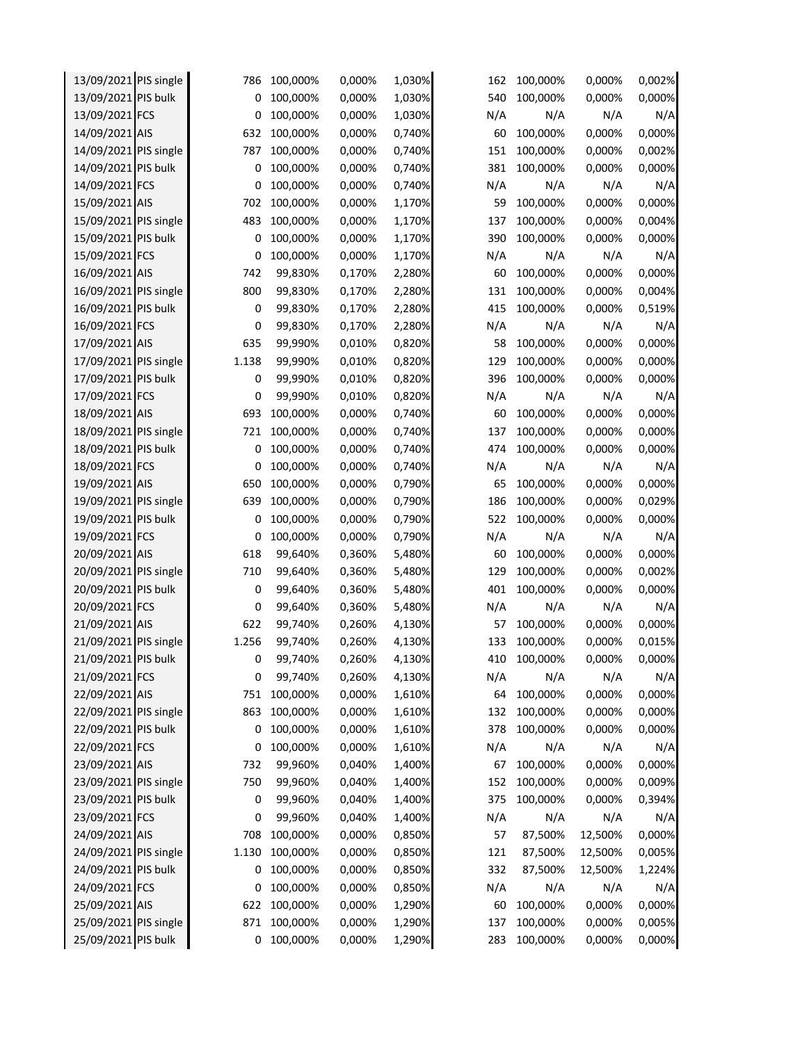| | | | | | | | | | |
|---|---|---|---|---|---|---|---|---|---|
| 13/09/2021 | PIS single | 786 | 100,000% | 0,000% | 1,030% | 162 | 100,000% | 0,000% | 0,002% |
| 13/09/2021 | PIS bulk | 0 | 100,000% | 0,000% | 1,030% | 540 | 100,000% | 0,000% | 0,000% |
| 13/09/2021 | FCS | 0 | 100,000% | 0,000% | 1,030% | N/A | N/A | N/A | N/A |
| 14/09/2021 | AIS | 632 | 100,000% | 0,000% | 0,740% | 60 | 100,000% | 0,000% | 0,000% |
| 14/09/2021 | PIS single | 787 | 100,000% | 0,000% | 0,740% | 151 | 100,000% | 0,000% | 0,002% |
| 14/09/2021 | PIS bulk | 0 | 100,000% | 0,000% | 0,740% | 381 | 100,000% | 0,000% | 0,000% |
| 14/09/2021 | FCS | 0 | 100,000% | 0,000% | 0,740% | N/A | N/A | N/A | N/A |
| 15/09/2021 | AIS | 702 | 100,000% | 0,000% | 1,170% | 59 | 100,000% | 0,000% | 0,000% |
| 15/09/2021 | PIS single | 483 | 100,000% | 0,000% | 1,170% | 137 | 100,000% | 0,000% | 0,004% |
| 15/09/2021 | PIS bulk | 0 | 100,000% | 0,000% | 1,170% | 390 | 100,000% | 0,000% | 0,000% |
| 15/09/2021 | FCS | 0 | 100,000% | 0,000% | 1,170% | N/A | N/A | N/A | N/A |
| 16/09/2021 | AIS | 742 | 99,830% | 0,170% | 2,280% | 60 | 100,000% | 0,000% | 0,000% |
| 16/09/2021 | PIS single | 800 | 99,830% | 0,170% | 2,280% | 131 | 100,000% | 0,000% | 0,004% |
| 16/09/2021 | PIS bulk | 0 | 99,830% | 0,170% | 2,280% | 415 | 100,000% | 0,000% | 0,519% |
| 16/09/2021 | FCS | 0 | 99,830% | 0,170% | 2,280% | N/A | N/A | N/A | N/A |
| 17/09/2021 | AIS | 635 | 99,990% | 0,010% | 0,820% | 58 | 100,000% | 0,000% | 0,000% |
| 17/09/2021 | PIS single | 1.138 | 99,990% | 0,010% | 0,820% | 129 | 100,000% | 0,000% | 0,000% |
| 17/09/2021 | PIS bulk | 0 | 99,990% | 0,010% | 0,820% | 396 | 100,000% | 0,000% | 0,000% |
| 17/09/2021 | FCS | 0 | 99,990% | 0,010% | 0,820% | N/A | N/A | N/A | N/A |
| 18/09/2021 | AIS | 693 | 100,000% | 0,000% | 0,740% | 60 | 100,000% | 0,000% | 0,000% |
| 18/09/2021 | PIS single | 721 | 100,000% | 0,000% | 0,740% | 137 | 100,000% | 0,000% | 0,000% |
| 18/09/2021 | PIS bulk | 0 | 100,000% | 0,000% | 0,740% | 474 | 100,000% | 0,000% | 0,000% |
| 18/09/2021 | FCS | 0 | 100,000% | 0,000% | 0,740% | N/A | N/A | N/A | N/A |
| 19/09/2021 | AIS | 650 | 100,000% | 0,000% | 0,790% | 65 | 100,000% | 0,000% | 0,000% |
| 19/09/2021 | PIS single | 639 | 100,000% | 0,000% | 0,790% | 186 | 100,000% | 0,000% | 0,029% |
| 19/09/2021 | PIS bulk | 0 | 100,000% | 0,000% | 0,790% | 522 | 100,000% | 0,000% | 0,000% |
| 19/09/2021 | FCS | 0 | 100,000% | 0,000% | 0,790% | N/A | N/A | N/A | N/A |
| 20/09/2021 | AIS | 618 | 99,640% | 0,360% | 5,480% | 60 | 100,000% | 0,000% | 0,000% |
| 20/09/2021 | PIS single | 710 | 99,640% | 0,360% | 5,480% | 129 | 100,000% | 0,000% | 0,002% |
| 20/09/2021 | PIS bulk | 0 | 99,640% | 0,360% | 5,480% | 401 | 100,000% | 0,000% | 0,000% |
| 20/09/2021 | FCS | 0 | 99,640% | 0,360% | 5,480% | N/A | N/A | N/A | N/A |
| 21/09/2021 | AIS | 622 | 99,740% | 0,260% | 4,130% | 57 | 100,000% | 0,000% | 0,000% |
| 21/09/2021 | PIS single | 1.256 | 99,740% | 0,260% | 4,130% | 133 | 100,000% | 0,000% | 0,015% |
| 21/09/2021 | PIS bulk | 0 | 99,740% | 0,260% | 4,130% | 410 | 100,000% | 0,000% | 0,000% |
| 21/09/2021 | FCS | 0 | 99,740% | 0,260% | 4,130% | N/A | N/A | N/A | N/A |
| 22/09/2021 | AIS | 751 | 100,000% | 0,000% | 1,610% | 64 | 100,000% | 0,000% | 0,000% |
| 22/09/2021 | PIS single | 863 | 100,000% | 0,000% | 1,610% | 132 | 100,000% | 0,000% | 0,000% |
| 22/09/2021 | PIS bulk | 0 | 100,000% | 0,000% | 1,610% | 378 | 100,000% | 0,000% | 0,000% |
| 22/09/2021 | FCS | 0 | 100,000% | 0,000% | 1,610% | N/A | N/A | N/A | N/A |
| 23/09/2021 | AIS | 732 | 99,960% | 0,040% | 1,400% | 67 | 100,000% | 0,000% | 0,000% |
| 23/09/2021 | PIS single | 750 | 99,960% | 0,040% | 1,400% | 152 | 100,000% | 0,000% | 0,009% |
| 23/09/2021 | PIS bulk | 0 | 99,960% | 0,040% | 1,400% | 375 | 100,000% | 0,000% | 0,394% |
| 23/09/2021 | FCS | 0 | 99,960% | 0,040% | 1,400% | N/A | N/A | N/A | N/A |
| 24/09/2021 | AIS | 708 | 100,000% | 0,000% | 0,850% | 57 | 87,500% | 12,500% | 0,000% |
| 24/09/2021 | PIS single | 1.130 | 100,000% | 0,000% | 0,850% | 121 | 87,500% | 12,500% | 0,005% |
| 24/09/2021 | PIS bulk | 0 | 100,000% | 0,000% | 0,850% | 332 | 87,500% | 12,500% | 1,224% |
| 24/09/2021 | FCS | 0 | 100,000% | 0,000% | 0,850% | N/A | N/A | N/A | N/A |
| 25/09/2021 | AIS | 622 | 100,000% | 0,000% | 1,290% | 60 | 100,000% | 0,000% | 0,000% |
| 25/09/2021 | PIS single | 871 | 100,000% | 0,000% | 1,290% | 137 | 100,000% | 0,000% | 0,005% |
| 25/09/2021 | PIS bulk | 0 | 100,000% | 0,000% | 1,290% | 283 | 100,000% | 0,000% | 0,000% |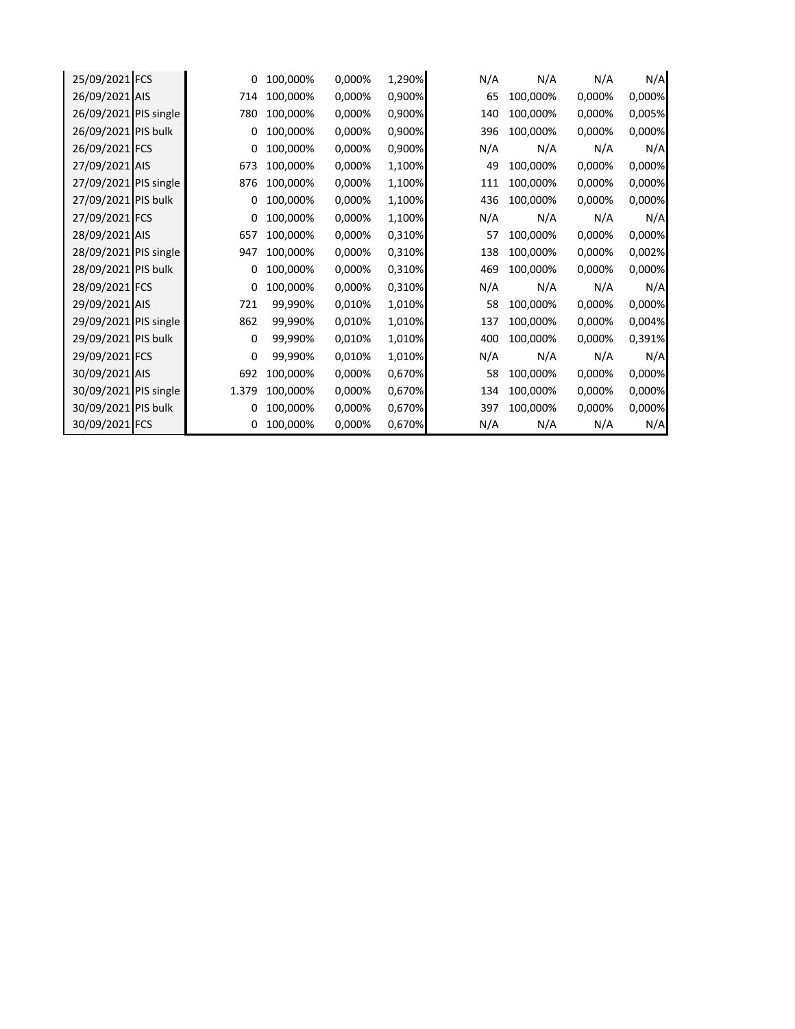| | | | | | | | | | |
|---|---|---|---|---|---|---|---|---|---|
| 25/09/2021 | FCS | 0 | 100,000% | 0,000% | 1,290% | N/A | N/A | N/A | N/A |
| 26/09/2021 | AIS | 714 | 100,000% | 0,000% | 0,900% | 65 | 100,000% | 0,000% | 0,000% |
| 26/09/2021 | PIS single | 780 | 100,000% | 0,000% | 0,900% | 140 | 100,000% | 0,000% | 0,005% |
| 26/09/2021 | PIS bulk | 0 | 100,000% | 0,000% | 0,900% | 396 | 100,000% | 0,000% | 0,000% |
| 26/09/2021 | FCS | 0 | 100,000% | 0,000% | 0,900% | N/A | N/A | N/A | N/A |
| 27/09/2021 | AIS | 673 | 100,000% | 0,000% | 1,100% | 49 | 100,000% | 0,000% | 0,000% |
| 27/09/2021 | PIS single | 876 | 100,000% | 0,000% | 1,100% | 111 | 100,000% | 0,000% | 0,000% |
| 27/09/2021 | PIS bulk | 0 | 100,000% | 0,000% | 1,100% | 436 | 100,000% | 0,000% | 0,000% |
| 27/09/2021 | FCS | 0 | 100,000% | 0,000% | 1,100% | N/A | N/A | N/A | N/A |
| 28/09/2021 | AIS | 657 | 100,000% | 0,000% | 0,310% | 57 | 100,000% | 0,000% | 0,000% |
| 28/09/2021 | PIS single | 947 | 100,000% | 0,000% | 0,310% | 138 | 100,000% | 0,000% | 0,002% |
| 28/09/2021 | PIS bulk | 0 | 100,000% | 0,000% | 0,310% | 469 | 100,000% | 0,000% | 0,000% |
| 28/09/2021 | FCS | 0 | 100,000% | 0,000% | 0,310% | N/A | N/A | N/A | N/A |
| 29/09/2021 | AIS | 721 | 99,990% | 0,010% | 1,010% | 58 | 100,000% | 0,000% | 0,000% |
| 29/09/2021 | PIS single | 862 | 99,990% | 0,010% | 1,010% | 137 | 100,000% | 0,000% | 0,004% |
| 29/09/2021 | PIS bulk | 0 | 99,990% | 0,010% | 1,010% | 400 | 100,000% | 0,000% | 0,391% |
| 29/09/2021 | FCS | 0 | 99,990% | 0,010% | 1,010% | N/A | N/A | N/A | N/A |
| 30/09/2021 | AIS | 692 | 100,000% | 0,000% | 0,670% | 58 | 100,000% | 0,000% | 0,000% |
| 30/09/2021 | PIS single | 1.379 | 100,000% | 0,000% | 0,670% | 134 | 100,000% | 0,000% | 0,000% |
| 30/09/2021 | PIS bulk | 0 | 100,000% | 0,000% | 0,670% | 397 | 100,000% | 0,000% | 0,000% |
| 30/09/2021 | FCS | 0 | 100,000% | 0,000% | 0,670% | N/A | N/A | N/A | N/A |